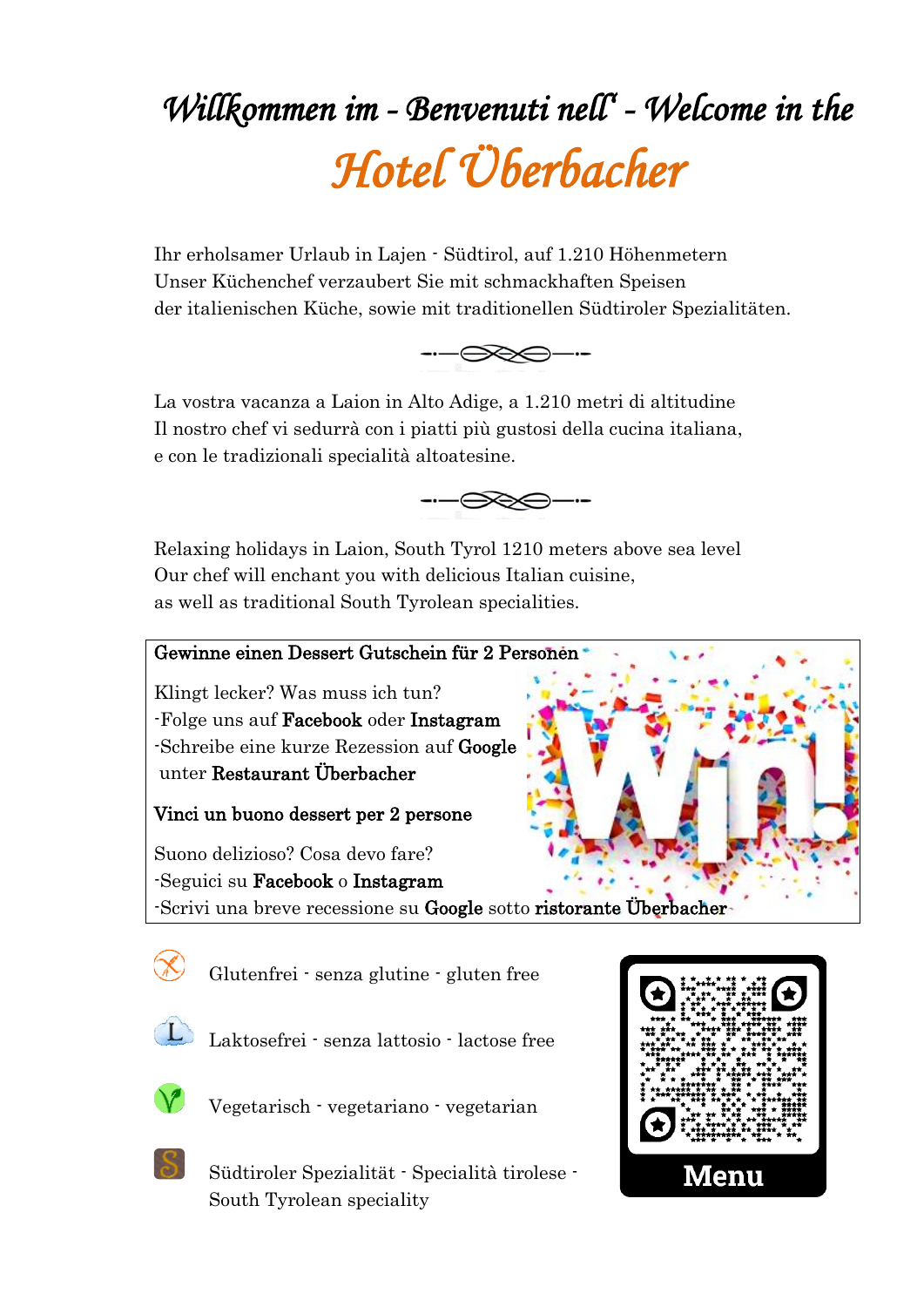# Willkommen im - Benvenuti nell' - Welcome in the

# Hotel Überbacher

Ihr erholsamer Urlaub in Lajen - Südtirol, auf 1.210 Höhenmetern
Unser Küchenchef verzaubert Sie mit schmackhaften Speisen
der italienischen Küche, sowie mit traditionellen Südtiroler Spezialitäten.

La vostra vacanza a Laion in Alto Adige, a 1.210 metri di altitudine
Il nostro chef vi sedurrà con i piatti più gustosi della cucina italiana,
e con le tradizionali specialità altoatesine.

Relaxing holidays in Laion, South Tyrol 1210 meters above sea level
Our chef will enchant you with delicious Italian cuisine,
as well as traditional South Tyrolean specialities.

**Gewinne einen Dessert Gutschein für 2 Personen**

Klingt lecker? Was muss ich tun?
-Folge uns auf **Facebook** oder **Instagram**
-Schreibe eine kurze Rezession auf **Google** unter **Restaurant Überbacher**

**Vinci un buono dessert per 2 persone**

Suono delizioso? Cosa devo fare?
-Seguici su **Facebook** o **Instagram**
-Scrivi una breve recessione su **Google** sotto **ristorante Überbacher**

Glutenfrei - senza glutine - gluten free

Laktosefrei - senza lattosio - lactose free

Vegetarisch - vegetariano - vegetarian

Südtiroler Spezialität - Specialità tirolese - South Tyrolean speciality

Menu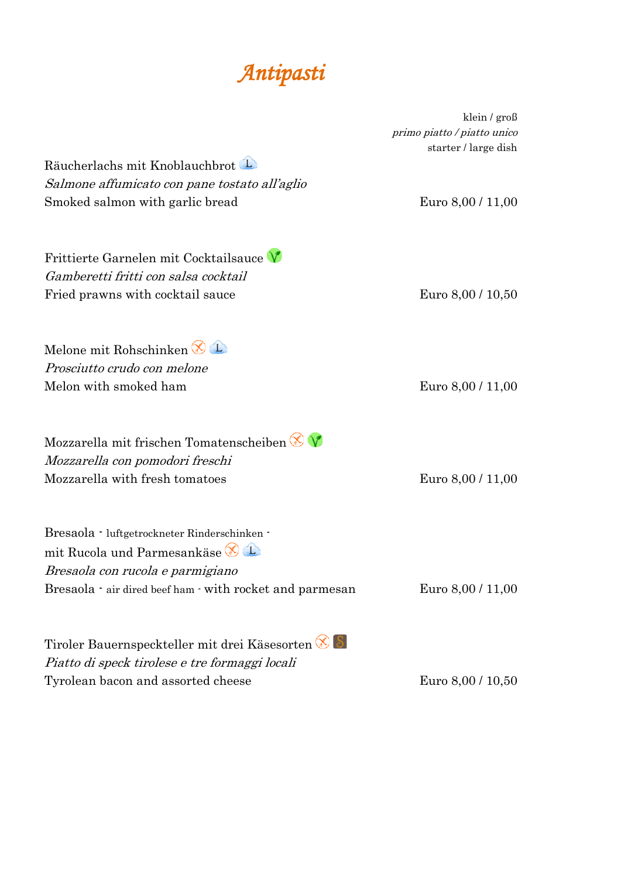# *Antipasti*

klein / groß
*primo piatto / piatto unico*
starter / large dish

Räucherlachs mit Knoblauchbrot
*Salmone affumicato con pane tostato all'aglio*
Smoked salmon with garlic bread — Euro 8,00 / 11,00

Frittierte Garnelen mit Cocktailsauce
*Gamberetti fritti con salsa cocktail*
Fried prawns with cocktail sauce — Euro 8,00 / 10,50

Melone mit Rohschinken
*Prosciutto crudo con melone*
Melon with smoked ham — Euro 8,00 / 11,00

Mozzarella mit frischen Tomatenscheiben
*Mozzarella con pomodori freschi*
Mozzarella with fresh tomatoes — Euro 8,00 / 11,00

Bresaola - luftgetrockneter Rinderschinken -
mit Rucola und Parmesankäse
*Bresaola con rucola e parmigiano*
Bresaola - air dired beef ham - with rocket and parmesan — Euro 8,00 / 11,00

Tiroler Bauernspeckteller mit drei Käsesorten
*Piatto di speck tirolese e tre formaggi locali*
Tyrolean bacon and assorted cheese — Euro 8,00 / 10,50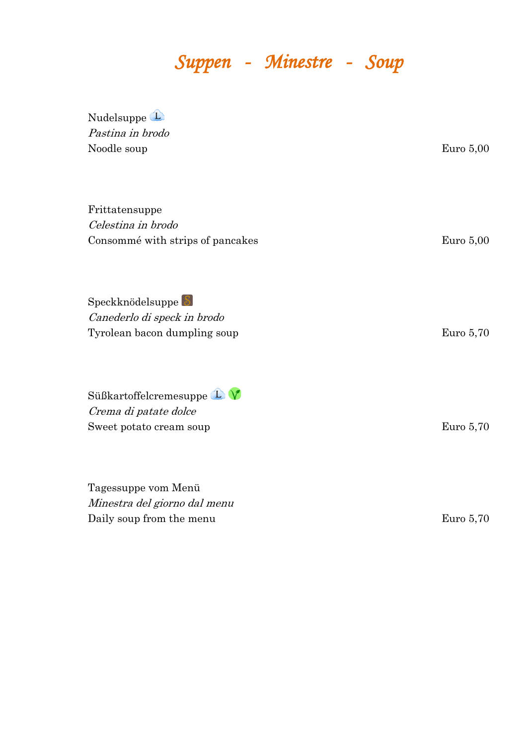# *Suppen - Minestre - Soup*

Nudelsuppe
*Pastina in brodo*
Noodle soup
Euro 5,00

Frittatensuppe
*Celestina in brodo*
Consommé with strips of pancakes
Euro 5,00

Speckknödelsuppe
*Canederlo di speck in brodo*
Tyrolean bacon dumpling soup
Euro 5,70

Süßkartoffelcremesuppe
*Crema di patate dolce*
Sweet potato cream soup
Euro 5,70

Tagessuppe vom Menü
*Minestra del giorno dal menu*
Daily soup from the menu
Euro 5,70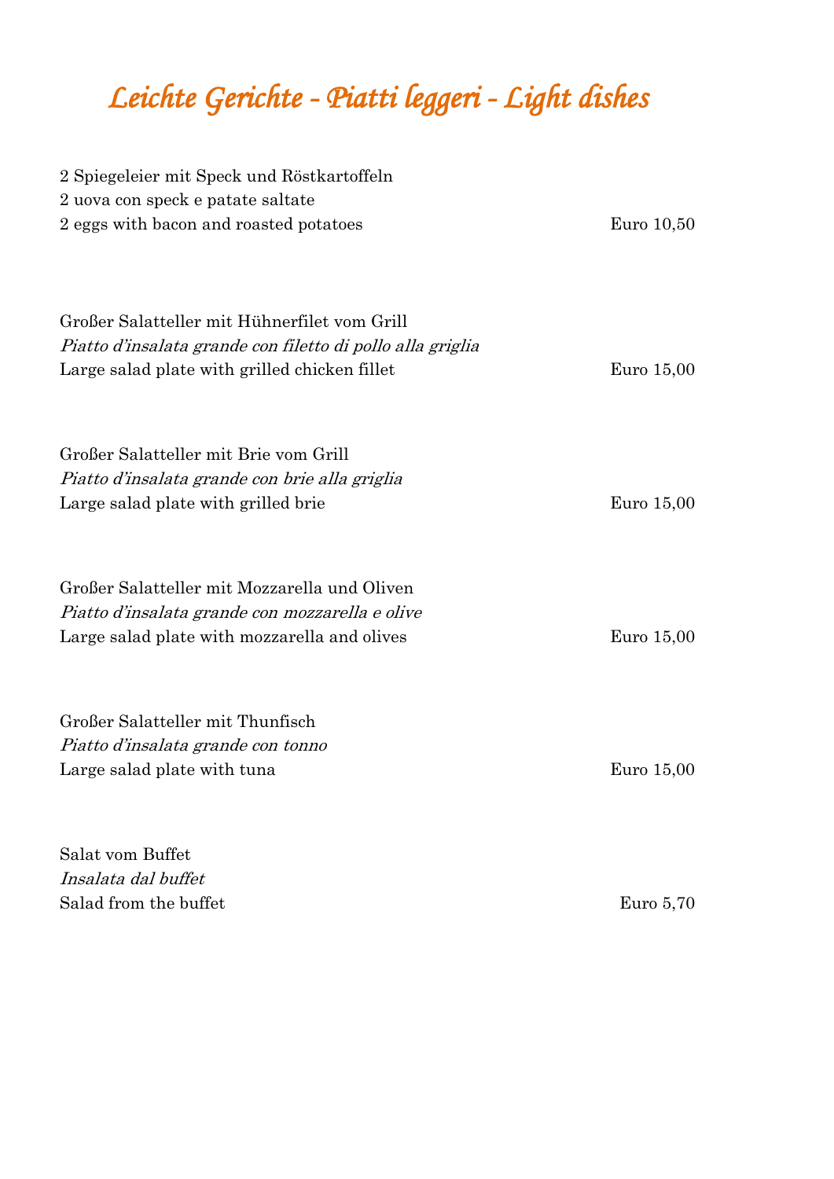# Leichte Gerichte - Piatti leggeri - Light dishes

2 Spiegeleier mit Speck und Röstkartoffeln
2 uova con speck e patate saltate
2 eggs with bacon and roasted potatoes — Euro 10,50

Großer Salatteller mit Hühnerfilet vom Grill
*Piatto d'insalata grande con filetto di pollo alla griglia*
Large salad plate with grilled chicken fillet — Euro 15,00

Großer Salatteller mit Brie vom Grill
*Piatto d'insalata grande con brie alla griglia*
Large salad plate with grilled brie — Euro 15,00

Großer Salatteller mit Mozzarella und Oliven
*Piatto d'insalata grande con mozzarella e olive*
Large salad plate with mozzarella and olives — Euro 15,00

Großer Salatteller mit Thunfisch
*Piatto d'insalata grande con tonno*
Large salad plate with tuna — Euro 15,00

Salat vom Buffet
*Insalata dal buffet*
Salad from the buffet — Euro 5,70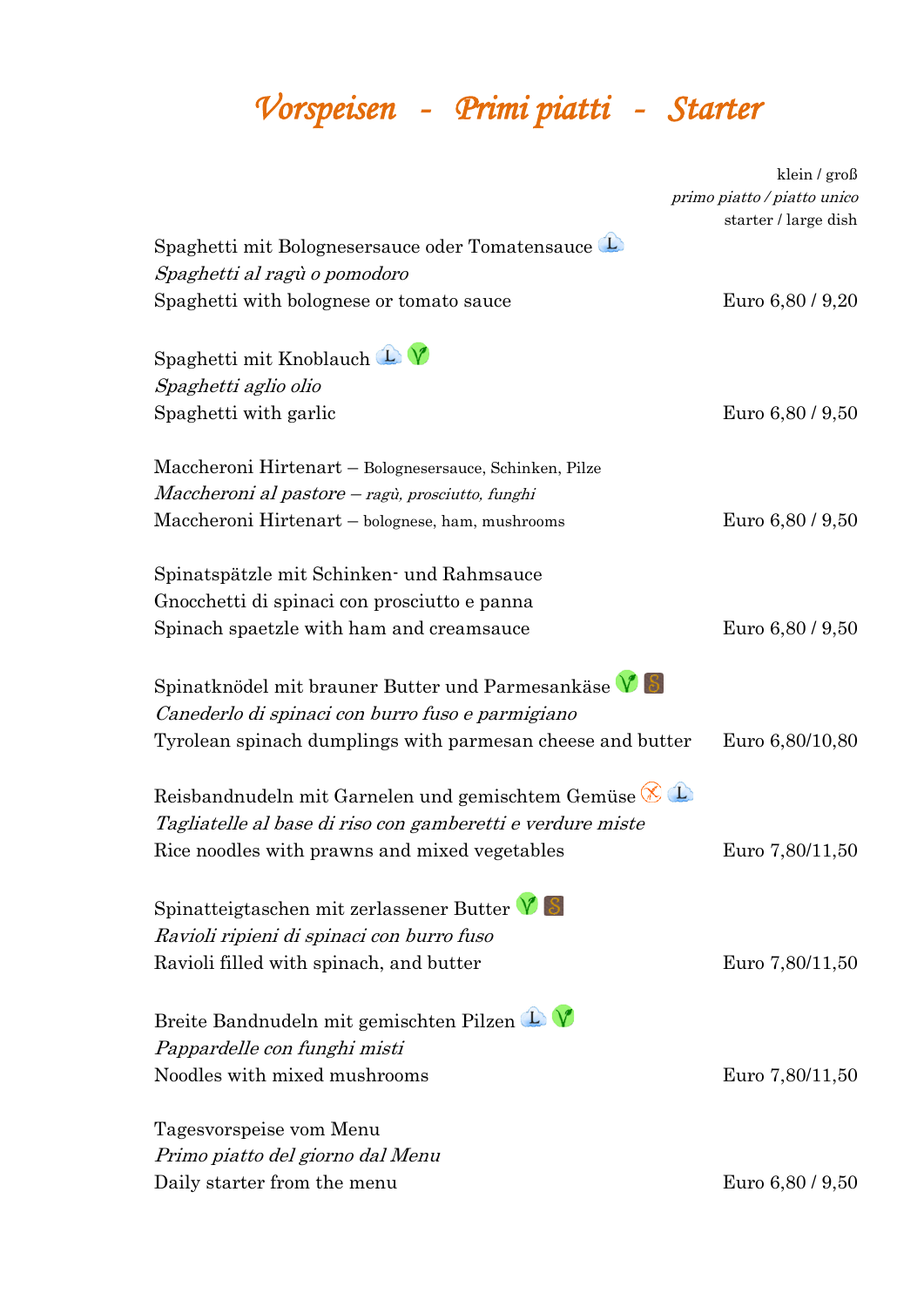# Vorspeisen - Primi piatti - Starter

klein / groß
*primo piatto / piatto unico*
starter / large dish

Spaghetti mit Bolognesersauce oder Tomatensauce
*Spaghetti al ragù o pomodoro*
Spaghetti with bolognese or tomato sauce — Euro 6,80 / 9,20

Spaghetti mit Knoblauch
*Spaghetti aglio olio*
Spaghetti with garlic — Euro 6,80 / 9,50

Maccheroni Hirtenart – Bolognesersauce, Schinken, Pilze
*Maccheroni al pastore – ragù, prosciutto, funghi*
Maccheroni Hirtenart – bolognese, ham, mushrooms — Euro 6,80 / 9,50

Spinatspätzle mit Schinken- und Rahmsauce
Gnocchetti di spinaci con prosciutto e panna
Spinach spaetzle with ham and creamsauce — Euro 6,80 / 9,50

Spinatknödel mit brauner Butter und Parmesankäse
*Canederlo di spinaci con burro fuso e parmigiano*
Tyrolean spinach dumplings with parmesan cheese and butter — Euro 6,80/10,80

Reisbandnudeln mit Garnelen und gemischtem Gemüse
*Tagliatelle al base di riso con gamberetti e verdure miste*
Rice noodles with prawns and mixed vegetables — Euro 7,80/11,50

Spinatteigtaschen mit zerlassener Butter
*Ravioli ripieni di spinaci con burro fuso*
Ravioli filled with spinach, and butter — Euro 7,80/11,50

Breite Bandnudeln mit gemischten Pilzen
*Pappardelle con funghi misti*
Noodles with mixed mushrooms — Euro 7,80/11,50

Tagesvorspeise vom Menu
*Primo piatto del giorno dal Menu*
Daily starter from the menu — Euro 6,80 / 9,50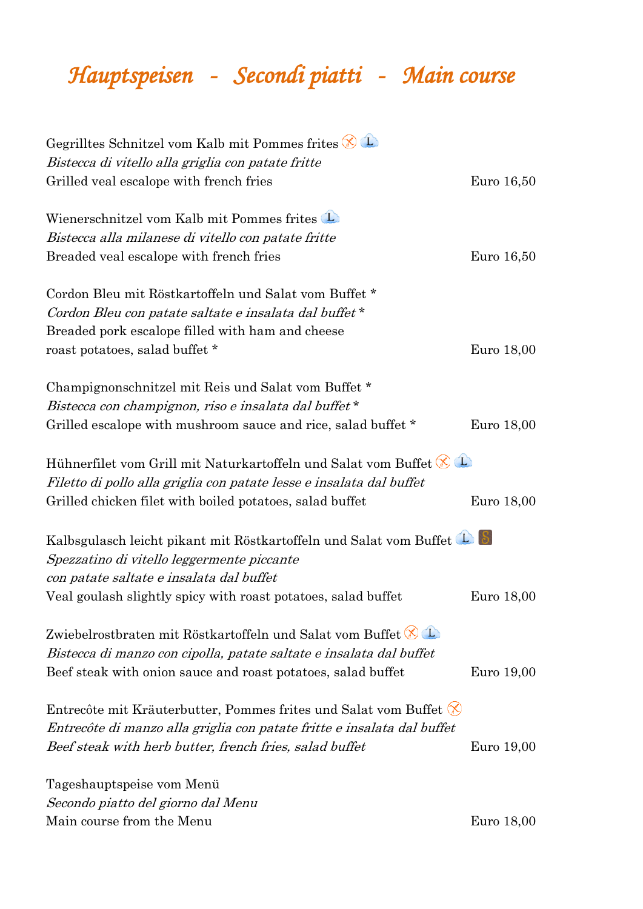# Hauptspeisen - Secondi piatti - Main course

Gegrilltes Schnitzel vom Kalb mit Pommes frites
*Bistecca di vitello alla griglia con patate fritte*
Grilled veal escalope with french fries — Euro 16,50

Wienerschnitzel vom Kalb mit Pommes frites
*Bistecca alla milanese di vitello con patate fritte*
Breaded veal escalope with french fries — Euro 16,50

Cordon Bleu mit Röstkartoffeln und Salat vom Buffet *
*Cordon Bleu con patate saltate e insalata dal buffet **
Breaded pork escalope filled with ham and cheese
roast potatoes, salad buffet * — Euro 18,00

Champignonschnitzel mit Reis und Salat vom Buffet *
*Bistecca con champignon, riso e insalata dal buffet **
Grilled escalope with mushroom sauce and rice, salad buffet * — Euro 18,00

Hühnerfilet vom Grill mit Naturkartoffeln und Salat vom Buffet
*Filetto di pollo alla griglia con patate lesse e insalata dal buffet*
Grilled chicken filet with boiled potatoes, salad buffet — Euro 18,00

Kalbsgulasch leicht pikant mit Röstkartoffeln und Salat vom Buffet
*Spezzatino di vitello leggermente piccante*
*con patate saltate e insalata dal buffet*
Veal goulash slightly spicy with roast potatoes, salad buffet — Euro 18,00

Zwiebelrostbraten mit Röstkartoffeln und Salat vom Buffet
*Bistecca di manzo con cipolla, patate saltate e insalata dal buffet*
Beef steak with onion sauce and roast potatoes, salad buffet — Euro 19,00

Entrecôte mit Kräuterbutter, Pommes frites und Salat vom Buffet
*Entrecôte di manzo alla griglia con patate fritte e insalata dal buffet*
*Beef steak with herb butter, french fries, salad buffet* — Euro 19,00

Tageshauptspeise vom Menü
*Secondo piatto del giorno dal Menu*
Main course from the Menu — Euro 18,00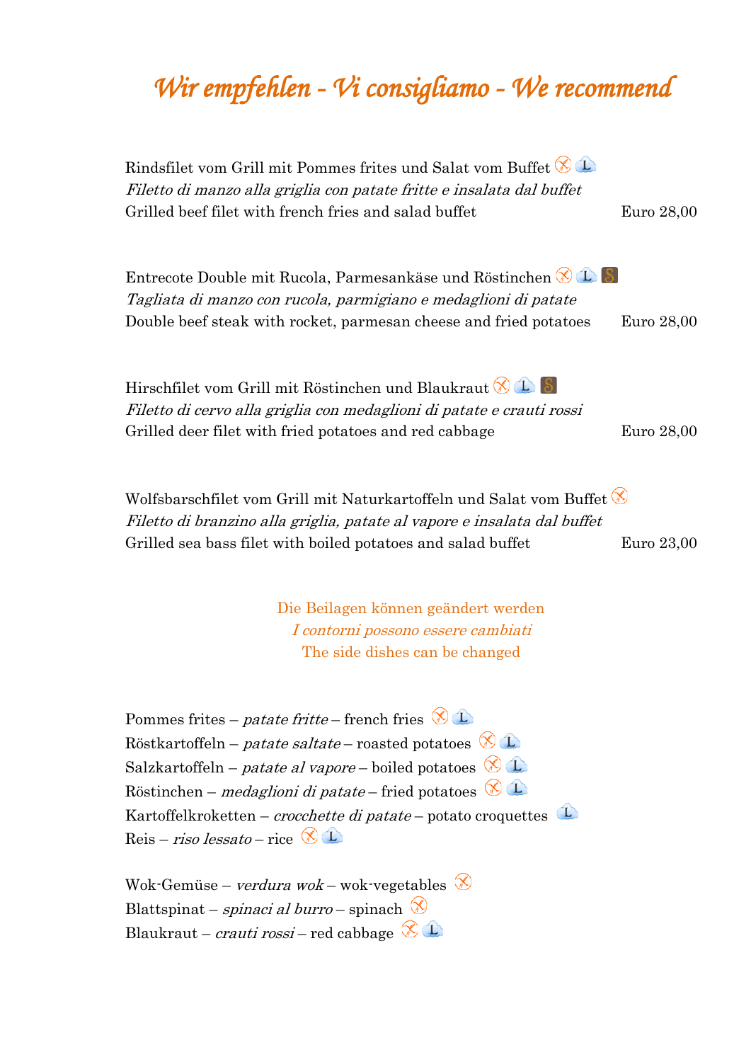# Wir empfehlen - Vi consigliamo - We recommend

Rindsfilet vom Grill mit Pommes frites und Salat vom Buffet  
*Filetto di manzo alla griglia con patate fritte e insalata dal buffet*  
Grilled beef filet with french fries and salad buffet Euro 28,00

Entrecote Double mit Rucola, Parmesankäse und Röstinchen  
*Tagliata di manzo con rucola, parmigiano e medaglioni di patate*  
Double beef steak with rocket, parmesan cheese and fried potatoes Euro 28,00

Hirschfilet vom Grill mit Röstinchen und Blaukraut  
*Filetto di cervo alla griglia con medaglioni di patate e crauti rossi*  
Grilled deer filet with fried potatoes and red cabbage Euro 28,00

Wolfsbarschfilet vom Grill mit Naturkartoffeln und Salat vom Buffet  
*Filetto di branzino alla griglia, patate al vapore e insalata dal buffet*  
Grilled sea bass filet with boiled potatoes and salad buffet Euro 23,00

Die Beilagen können geändert werden  
*I contorni possono essere cambiati*  
The side dishes can be changed

Pommes frites – *patate fritte* – french fries  
Röstkartoffeln – *patate saltate* – roasted potatoes  
Salzkartoffeln – *patate al vapore* – boiled potatoes  
Röstinchen – *medaglioni di patate* – fried potatoes  
Kartoffelkroketten – *crocchette di patate* – potato croquettes  
Reis – *riso lessato* – rice

Wok-Gemüse – *verdura wok* – wok-vegetables  
Blattspinat – *spinaci al burro* – spinach  
Blaukraut – *crauti rossi* – red cabbage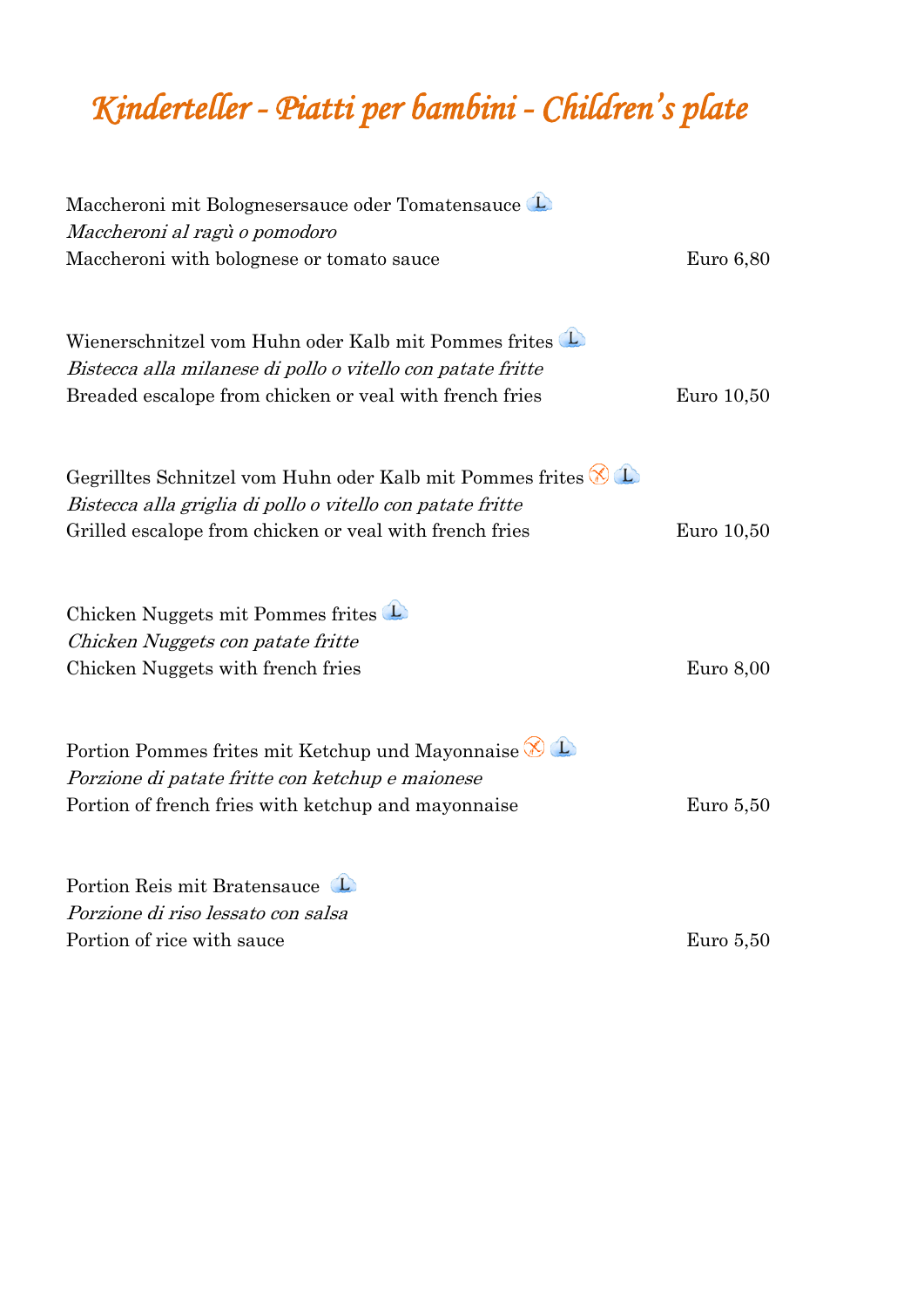# Kinderteller - Piatti per bambini - Children's plate

Maccheroni mit Bolognesersauce oder Tomatensauce
*Maccheroni al ragù o pomodoro*
Maccheroni with bolognese or tomato sauce — Euro 6,80

Wienerschnitzel vom Huhn oder Kalb mit Pommes frites
*Bistecca alla milanese di pollo o vitello con patate fritte*
Breaded escalope from chicken or veal with french fries — Euro 10,50

Gegrilltes Schnitzel vom Huhn oder Kalb mit Pommes frites
*Bistecca alla griglia di pollo o vitello con patate fritte*
Grilled escalope from chicken or veal with french fries — Euro 10,50

Chicken Nuggets mit Pommes frites
*Chicken Nuggets con patate fritte*
Chicken Nuggets with french fries — Euro 8,00

Portion Pommes frites mit Ketchup und Mayonnaise
*Porzione di patate fritte con ketchup e maionese*
Portion of french fries with ketchup and mayonnaise — Euro 5,50

Portion Reis mit Bratensauce
*Porzione di riso lessato con salsa*
Portion of rice with sauce — Euro 5,50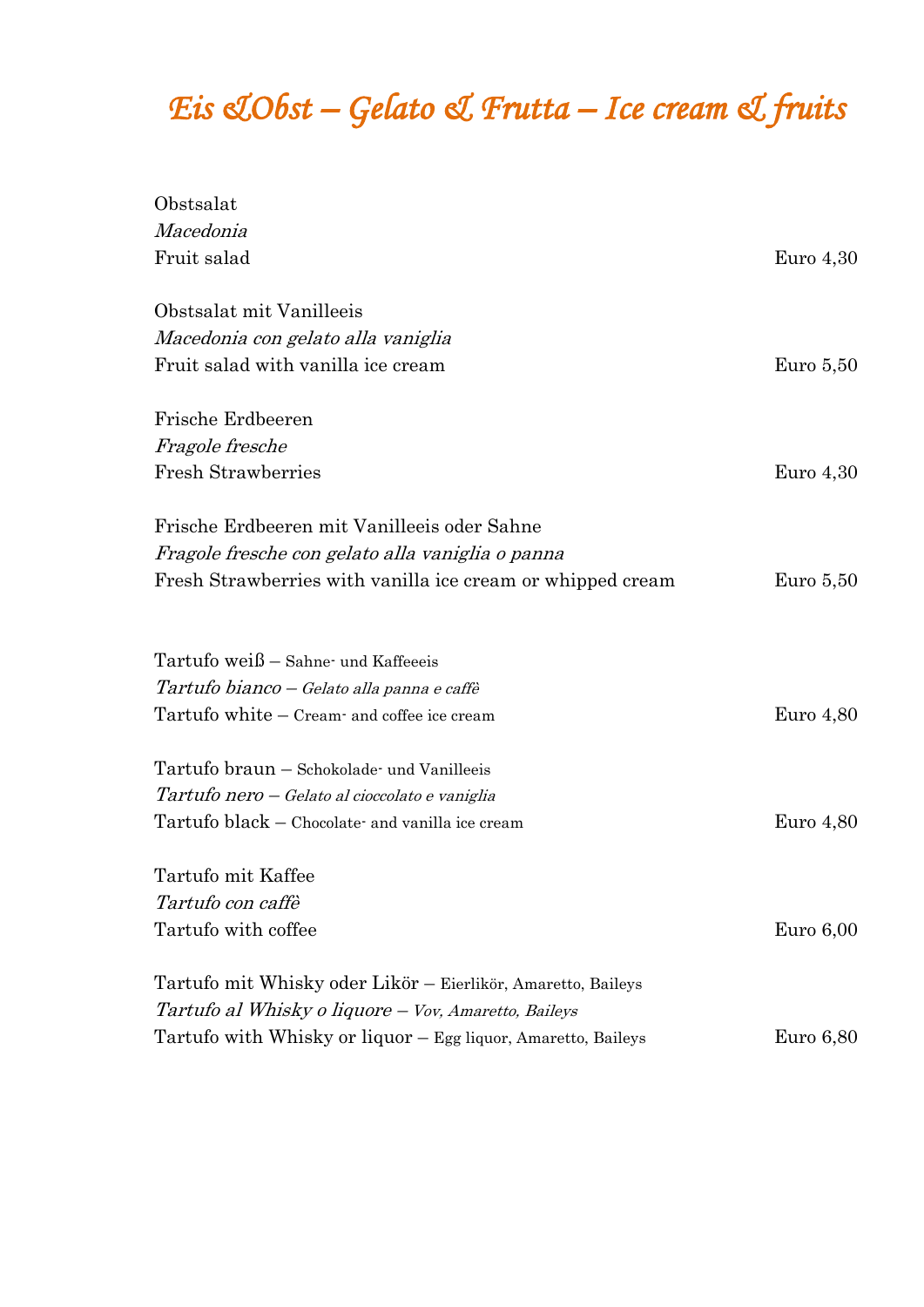# *Eis &Obst – Gelato & Frutta – Ice cream & fruits*

Obstsalat
*Macedonia*
Fruit salad — Euro 4,30

Obstsalat mit Vanilleeis
*Macedonia con gelato alla vaniglia*
Fruit salad with vanilla ice cream — Euro 5,50

Frische Erdbeeren
*Fragole fresche*
Fresh Strawberries — Euro 4,30

Frische Erdbeeren mit Vanilleeis oder Sahne
*Fragole fresche con gelato alla vaniglia o panna*
Fresh Strawberries with vanilla ice cream or whipped cream — Euro 5,50

Tartufo weiß – Sahne- und Kaffeeeis
*Tartufo bianco – Gelato alla panna e caffè*
Tartufo white – Cream- and coffee ice cream — Euro 4,80

Tartufo braun – Schokolade- und Vanilleeis
*Tartufo nero – Gelato al cioccolato e vaniglia*
Tartufo black – Chocolate- and vanilla ice cream — Euro 4,80

Tartufo mit Kaffee
*Tartufo con caffè*
Tartufo with coffee — Euro 6,00

Tartufo mit Whisky oder Likör – Eierlikör, Amaretto, Baileys
*Tartufo al Whisky o liquore – Vov, Amaretto, Baileys*
Tartufo with Whisky or liquor – Egg liquor, Amaretto, Baileys — Euro 6,80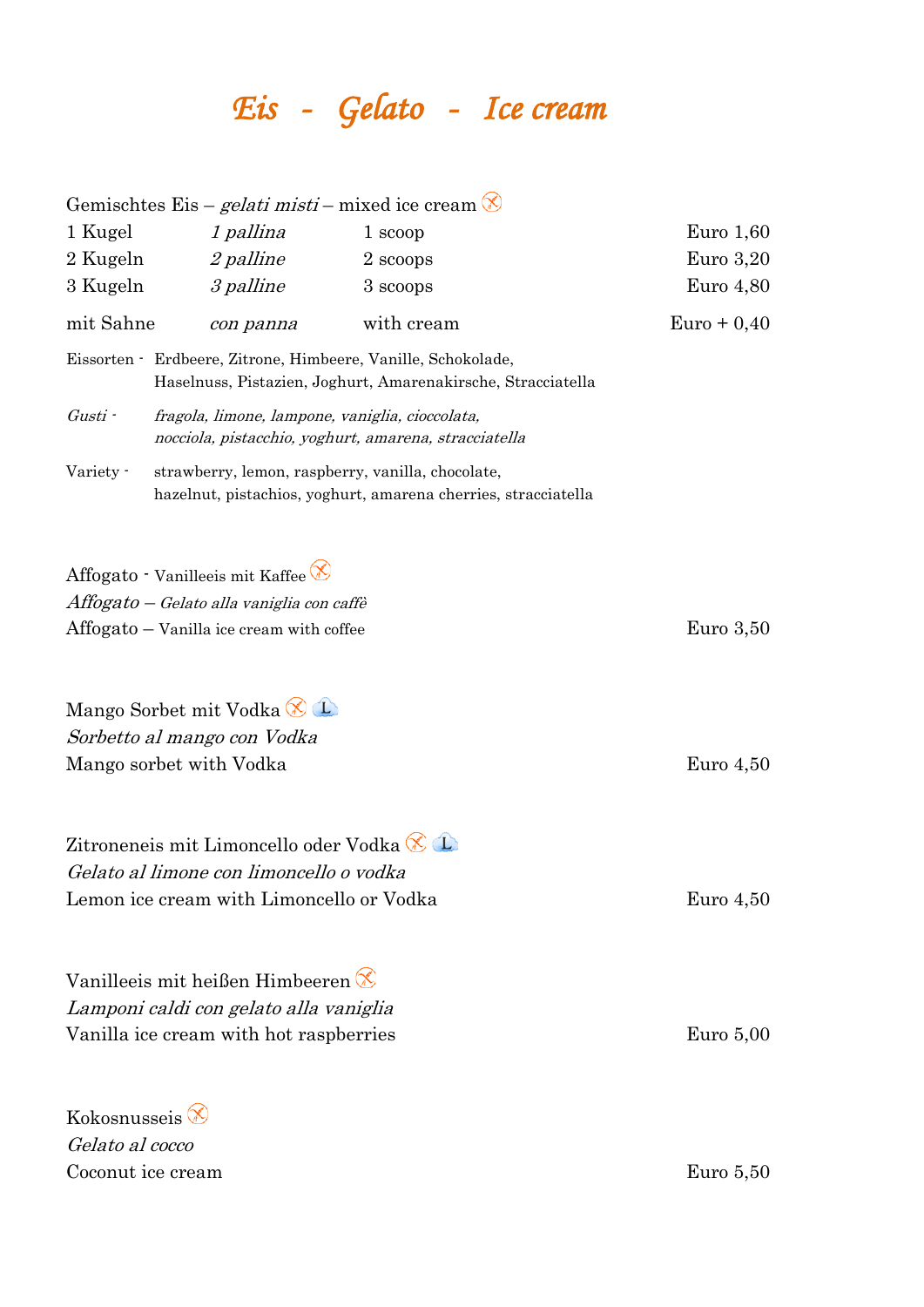# *Eis - Gelato - Ice cream*

Gemischtes Eis – *gelati misti* – mixed ice cream

| | | | |
|---|---|---|---|
| 1 Kugel | *1 pallina* | 1 scoop | Euro 1,60 |
| 2 Kugeln | *2 palline* | 2 scoops | Euro 3,20 |
| 3 Kugeln | *3 palline* | 3 scoops | Euro 4,80 |
| mit Sahne | *con panna* | with cream | Euro + 0,40 |

Eissorten - Erdbeere, Zitrone, Himbeere, Vanille, Schokolade, Haselnuss, Pistazien, Joghurt, Amarenakirsche, Stracciatella

*Gusti - fragola, limone, lampone, vaniglia, cioccolata, nocciola, pistacchio, yoghurt, amarena, stracciatella*

Variety - strawberry, lemon, raspberry, vanilla, chocolate, hazelnut, pistachios, yoghurt, amarena cherries, stracciatella

Affogato - Vanilleeis mit Kaffee
*Affogato – Gelato alla vaniglia con caffè*
Affogato – Vanilla ice cream with coffee — Euro 3,50

Mango Sorbet mit Vodka
*Sorbetto al mango con Vodka*
Mango sorbet with Vodka — Euro 4,50

Zitroneneis mit Limoncello oder Vodka
*Gelato al limone con limoncello o vodka*
Lemon ice cream with Limoncello or Vodka — Euro 4,50

Vanilleeis mit heißen Himbeeren
*Lamponi caldi con gelato alla vaniglia*
Vanilla ice cream with hot raspberries — Euro 5,00

Kokosnusseis
*Gelato al cocco*
Coconut ice cream — Euro 5,50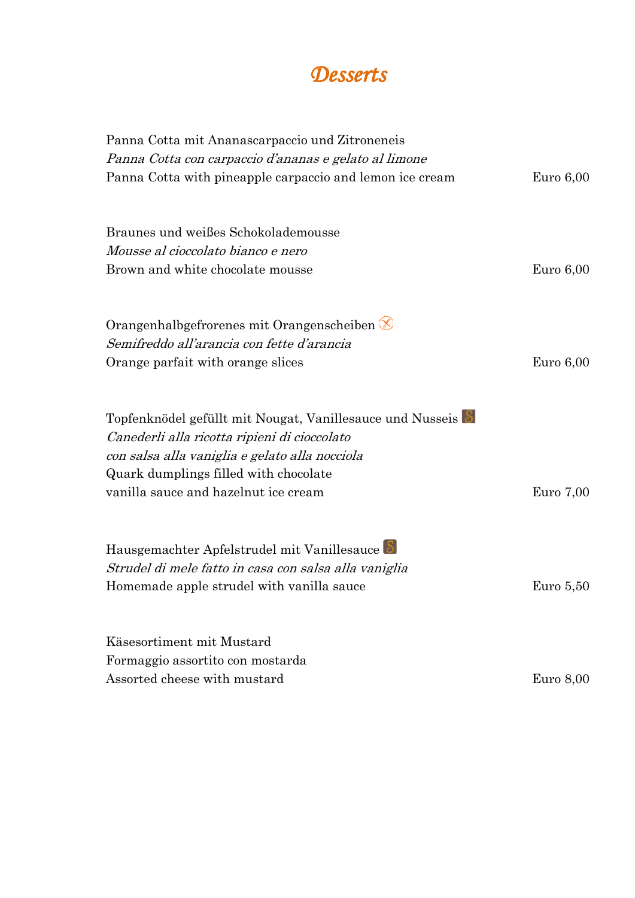# *Desserts*

Panna Cotta mit Ananascarpaccio und Zitroneneis
*Panna Cotta con carpaccio d'ananas e gelato al limone*
Panna Cotta with pineapple carpaccio and lemon ice cream — Euro 6,00

Braunes und weißes Schokolademousse
*Mousse al cioccolato bianco e nero*
Brown and white chocolate mousse — Euro 6,00

Orangenhalbgefrorenes mit Orangenscheiben
*Semifreddo all'arancia con fette d'arancia*
Orange parfait with orange slices — Euro 6,00

Topfenknödel gefüllt mit Nougat, Vanillesauce und Nusseis
*Canederli alla ricotta ripieni di cioccolato*
*con salsa alla vaniglia e gelato alla nocciola*
Quark dumplings filled with chocolate
vanilla sauce and hazelnut ice cream — Euro 7,00

Hausgemachter Apfelstrudel mit Vanillesauce
*Strudel di mele fatto in casa con salsa alla vaniglia*
Homemade apple strudel with vanilla sauce — Euro 5,50

Käsesortiment mit Mustard
Formaggio assortito con mostarda
Assorted cheese with mustard — Euro 8,00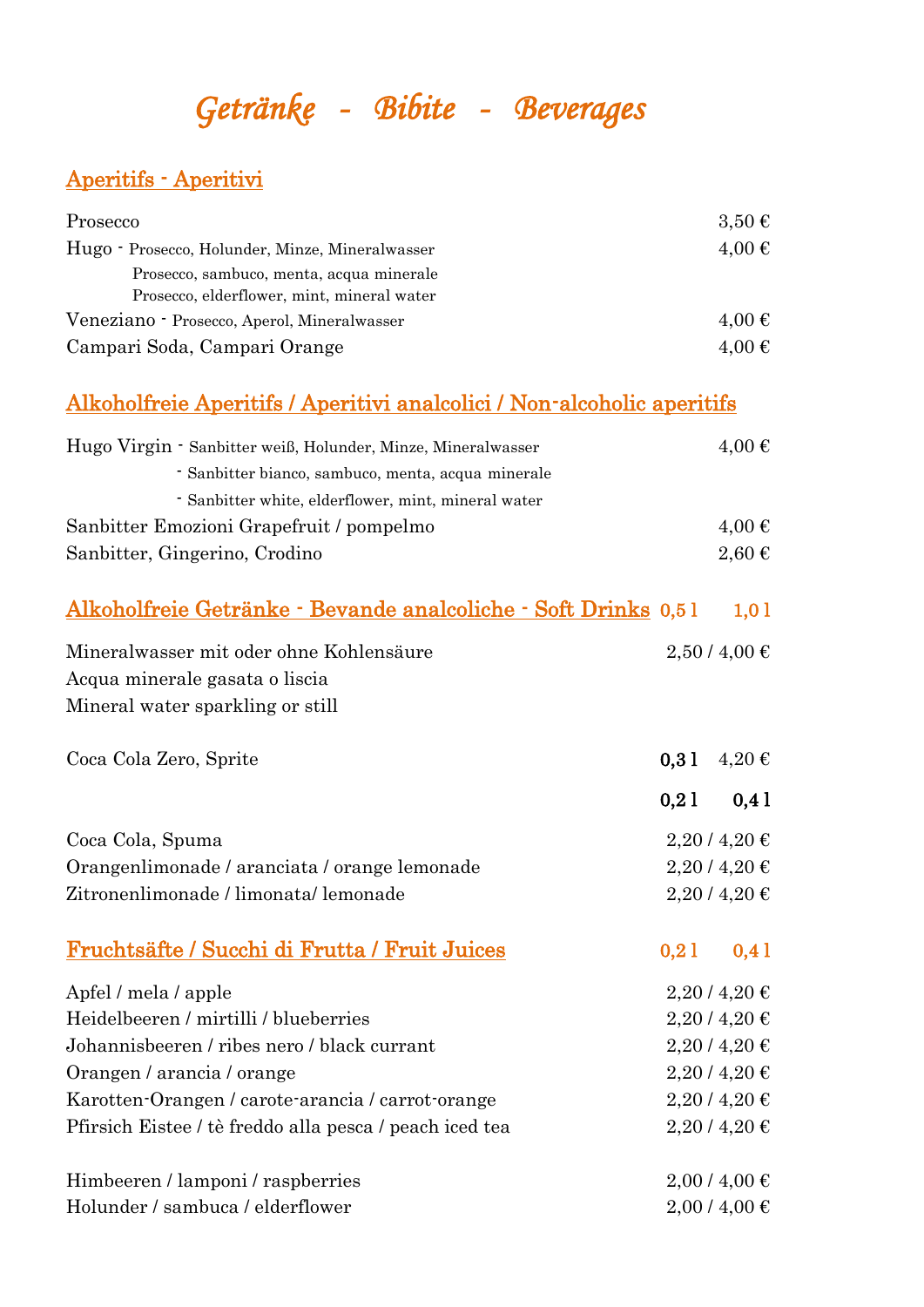# Getränke - Bibite - Beverages

## Aperitifs - Aperitivi

| | |
|---|---|
| Prosecco | 3,50 € |
| Hugo - Prosecco, Holunder, Minze, Mineralwasser<br>Prosecco, sambuco, menta, acqua minerale<br>Prosecco, elderflower, mint, mineral water | 4,00 € |
| Veneziano - Prosecco, Aperol, Mineralwasser | 4,00 € |
| Campari Soda, Campari Orange | 4,00 € |

## Alkoholfreie Aperitifs / Aperitivi analcolici / Non-alcoholic aperitifs

| | |
|---|---|
| Hugo Virgin - Sanbitter weiß, Holunder, Minze, Mineralwasser<br>- Sanbitter bianco, sambuco, menta, acqua minerale<br>- Sanbitter white, elderflower, mint, mineral water | 4,00 € |
| Sanbitter Emozioni Grapefruit / pompelmo | 4,00 € |
| Sanbitter, Gingerino, Crodino | 2,60 € |

## Alkoholfreie Getränke - Bevande analcoliche - Soft Drinks

| | 0,5 l | 1,0 l |
|---|---|---|
| Mineralwasser mit oder ohne Kohlensäure<br>Acqua minerale gasata o liscia<br>Mineral water sparkling or still | 2,50 / | 4,00 € |
| Coca Cola Zero, Sprite | 0,3 l | 4,20 € |

| | 0,2 l | 0,4 l |
|---|---|---|
| Coca Cola, Spuma | 2,20 / | 4,20 € |
| Orangenlimonade / aranciata / orange lemonade | 2,20 / | 4,20 € |
| Zitronenlimonade / limonata/ lemonade | 2,20 / | 4,20 € |

## Fruchtsäfte / Succhi di Frutta / Fruit Juices

| | 0,2 l | 0,4 l |
|---|---|---|
| Apfel / mela / apple | 2,20 / | 4,20 € |
| Heidelbeeren / mirtilli / blueberries | 2,20 / | 4,20 € |
| Johannisbeeren / ribes nero / black currant | 2,20 / | 4,20 € |
| Orangen / arancia / orange | 2,20 / | 4,20 € |
| Karotten-Orangen / carote-arancia / carrot-orange | 2,20 / | 4,20 € |
| Pfirsich Eistee / tè freddo alla pesca / peach iced tea | 2,20 / | 4,20 € |
| Himbeeren / lamponi / raspberries | 2,00 / | 4,00 € |
| Holunder / sambuca / elderflower | 2,00 / | 4,00 € |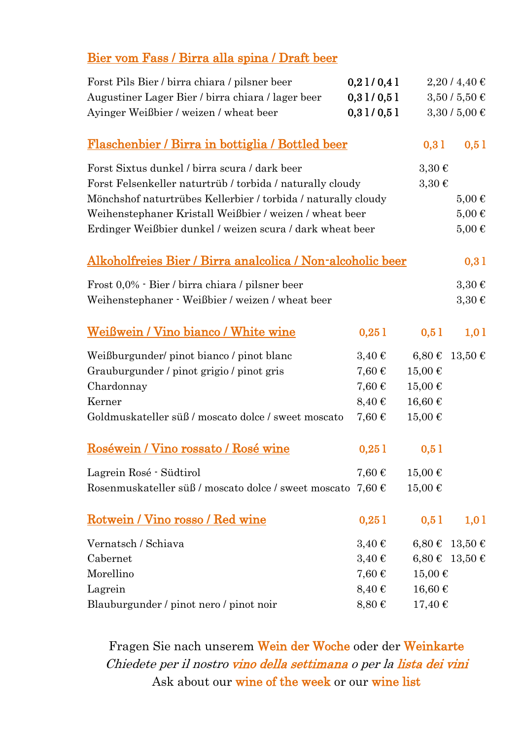## Bier vom Fass / Birra alla spina / Draft beer

| | | |
|---|---|---|
| Forst Pils Bier / birra chiara / pilsner beer | **0,2 l / 0,4 l** | 2,20 / 4,40 € |
| Augustiner Lager Bier / birra chiara / lager beer | **0,3 l / 0,5 l** | 3,50 / 5,50 € |
| Ayinger Weißbier / weizen / wheat beer | **0,3 l / 0,5 l** | 3,30 / 5,00 € |

## Flaschenbier / Birra in bottiglia / Bottled beer

| | 0,3 l | 0,5 l |
|---|---|---|
| Forst Sixtus dunkel / birra scura / dark beer | 3,30 € | |
| Forst Felsenkeller naturtrüb / torbida / naturally cloudy | 3,30 € | |
| Mönchshof naturtrübes Kellerbier / torbida / naturally cloudy | | 5,00 € |
| Weihenstephaner Kristall Weißbier / weizen / wheat beer | | 5,00 € |
| Erdinger Weißbier dunkel / weizen scura / dark wheat beer | | 5,00 € |

## Alkoholfreies Bier / Birra analcolica / Non-alcoholic beer

| | 0,3 l |
|---|---|
| Frost 0,0% - Bier / birra chiara / pilsner beer | 3,30 € |
| Weihenstephaner - Weißbier / weizen / wheat beer | 3,30 € |

## Weißwein / Vino bianco / White wine

| | 0,25 l | 0,5 l | 1,0 l |
|---|---|---|---|
| Weißburgunder/ pinot bianco / pinot blanc | 3,40 € | 6,80 € | 13,50 € |
| Grauburgunder / pinot grigio / pinot gris | 7,60 € | 15,00 € | |
| Chardonnay | 7,60 € | 15,00 € | |
| Kerner | 8,40 € | 16,60 € | |
| Goldmuskateller süß / moscato dolce / sweet moscato | 7,60 € | 15,00 € | |

## Roséwein / Vino rossato / Rosé wine

| | 0,25 l | 0,5 l |
|---|---|---|
| Lagrein Rosé - Südtirol | 7,60 € | 15,00 € |
| Rosenmuskateller süß / moscato dolce / sweet moscato | 7,60 € | 15,00 € |

## Rotwein / Vino rosso / Red wine

| | 0,25 l | 0,5 l | 1,0 l |
|---|---|---|---|
| Vernatsch / Schiava | 3,40 € | 6,80 € | 13,50 € |
| Cabernet | 3,40 € | 6,80 € | 13,50 € |
| Morellino | 7,60 € | 15,00 € | |
| Lagrein | 8,40 € | 16,60 € | |
| Blauburgunder / pinot nero / pinot noir | 8,80 € | 17,40 € | |

Fragen Sie nach unserem Wein der Woche oder der Weinkarte

*Chiedete per il nostro vino della settimana o per la lista dei vini*

Ask about our wine of the week or our wine list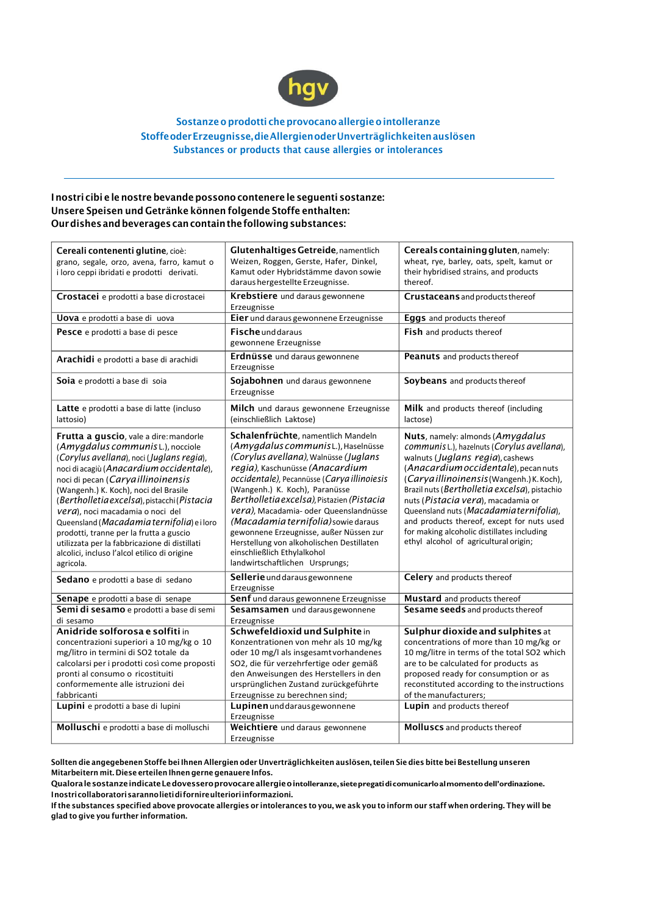hgv

## Sostanze o prodotti che provocano allergie o intolleranze
## Stoffe oder Erzeugnisse, die Allergien oder Unverträglichkeiten auslösen
## Substances or products that cause allergies or intolerances

**I nostri cibi e le nostre bevande possono contenere le seguenti sostanze:**
**Unsere Speisen und Getränke können folgende Stoffe enthalten:**
**Our dishes and beverages can contain the following substances:**

| | | |
|---|---|---|
| **Cereali contenenti glutine**, cioè: grano, segale, orzo, avena, farro, kamut o i loro ceppi ibridati e prodotti derivati. | **Glutenhaltiges Getreide**, namentlich Weizen, Roggen, Gerste, Hafer, Dinkel, Kamut oder Hybridstämme davon sowie daraus hergestellte Erzeugnisse. | **Cereals containing gluten**, namely: wheat, rye, barley, oats, spelt, kamut or their hybridised strains, and products thereof. |
| **Crostacei** e prodotti a base di crostacei | **Krebstiere** und daraus gewonnene Erzeugnisse | **Crustaceans** and products thereof |
| **Uova** e prodotti a base di uova | **Eier** und daraus gewonnene Erzeugnisse | **Eggs** and products thereof |
| **Pesce** e prodotti a base di pesce | **Fische** und daraus gewonnene Erzeugnisse | **Fish** and products thereof |
| **Arachidi** e prodotti a base di arachidi | **Erdnüsse** und daraus gewonnene Erzeugnisse | **Peanuts** and products thereof |
| **Soia** e prodotti a base di soia | **Sojabohnen** und daraus gewonnene Erzeugnisse | **Soybeans** and products thereof |
| **Latte** e prodotti a base di latte (incluso lattosio) | **Milch** und daraus gewonnene Erzeugnisse (einschließlich Laktose) | **Milk** and products thereof (including lactose) |
| **Frutta a guscio**, vale a dire: mandorle (*Amygdalus communis* L.), nocciole (*Corylus avellana*), noci (*Juglans regia*), noci di acagiù (*Anacardium occidentale*), noci di pecan (*Carya illinoinensis* (Wangenh.) K. Koch), noci del Brasile (*Bertholletia excelsa*), pistacchi (*Pistacia vera*), noci macadamia o noci del Queensland (*Macadamia ternifolia*) e i loro prodotti, tranne per la frutta a guscio utilizzata per la fabbricazione di distillati alcolici, incluso l'alcol etilico di origine agricola. | **Schalenfrüchte**, namentlich Mandeln (*Amygdalus communis* L.), Haselnüsse (*Corylus avellana*), Walnüsse (*Juglans regia*), Kaschunüsse (*Anacardium occidentale*), Pecannüsse (*Carya illinoiesis* (Wangenh.) K. Koch), Paranüsse *Bertholletia excelsa*), Pistazien (*Pistacia vera*), Macadamia- oder Queenslandnüsse (*Macadamia ternifolia*) sowie daraus gewonnene Erzeugnisse, außer Nüssen zur Herstellung von alkoholischen Destillaten einschließlich Ethylalkohol landwirtschaftlichen Ursprungs; | **Nuts**, namely: almonds (*Amygdalus communis* L.), hazelnuts (*Corylus avellana*), walnuts (*Juglans regia*), cashews (*Anacardium occidentale*), pecan nuts (*Carya illinoinensis* (Wangenh.) K. Koch), Brazil nuts (*Bertholletia excelsa*), pistachio nuts (*Pistacia vera*), macadamia or Queensland nuts (*Macadamia ternifolia*), and products thereof, except for nuts used for making alcoholic distillates including ethyl alcohol of agricultural origin; |
| **Sedano** e prodotti a base di sedano | **Sellerie** und daraus gewonnene Erzeugnisse | **Celery** and products thereof |
| **Senape** e prodotti a base di senape | **Senf** und daraus gewonnene Erzeugnisse | **Mustard** and products thereof |
| **Semi di sesamo** e prodotti a base di semi di sesamo | **Sesamsamen** und daraus gewonnene Erzeugnisse | **Sesame seeds** and products thereof |
| **Anidride solforosa e solfiti** in concentrazioni superiori a 10 mg/kg o 10 mg/litro in termini di SO2 totale da calcolarsi per i prodotti così come proposti pronti al consumo o ricostituiti conformemente alle istruzioni dei fabbricanti | **Schwefeldioxid und Sulphite** in Konzentrationen von mehr als 10 mg/kg oder 10 mg/l als insgesamt vorhandenes SO2, die für verzehrfertige oder gemäß den Anweisungen des Herstellers in den ursprünglichen Zustand zurückgeführte Erzeugnisse zu berechnen sind; | **Sulphur dioxide and sulphites** at concentrations of more than 10 mg/kg or 10 mg/litre in terms of the total SO2 which are to be calculated for products as proposed ready for consumption or as reconstituted according to the instructions of the manufacturers; |
| **Lupini** e prodotti a base di lupini | **Lupinen** und daraus gewonnene Erzeugnisse | **Lupin** and products thereof |
| **Molluschi** e prodotti a base di molluschi | **Weichtiere** und daraus gewonnene Erzeugnisse | **Molluscs** and products thereof |

**Sollten die angegebenen Stoffe bei Ihnen Allergien oder Unverträglichkeiten auslösen, teilen Sie dies bitte bei Bestellung unseren Mitarbeitern mit. Diese erteilen Ihnen gerne genauere Infos.**
**Qualora le sostanze indicate Le dovessero provocare allergie o intolleranze, siete pregati di comunicarlo al momento dell'ordinazione. I nostri collaboratori saranno lieti di fornire ulteriori informazioni.**
**If the substances specified above provocate allergies or intolerances to you, we ask you to inform our staff when ordering. They will be glad to give you further information.**